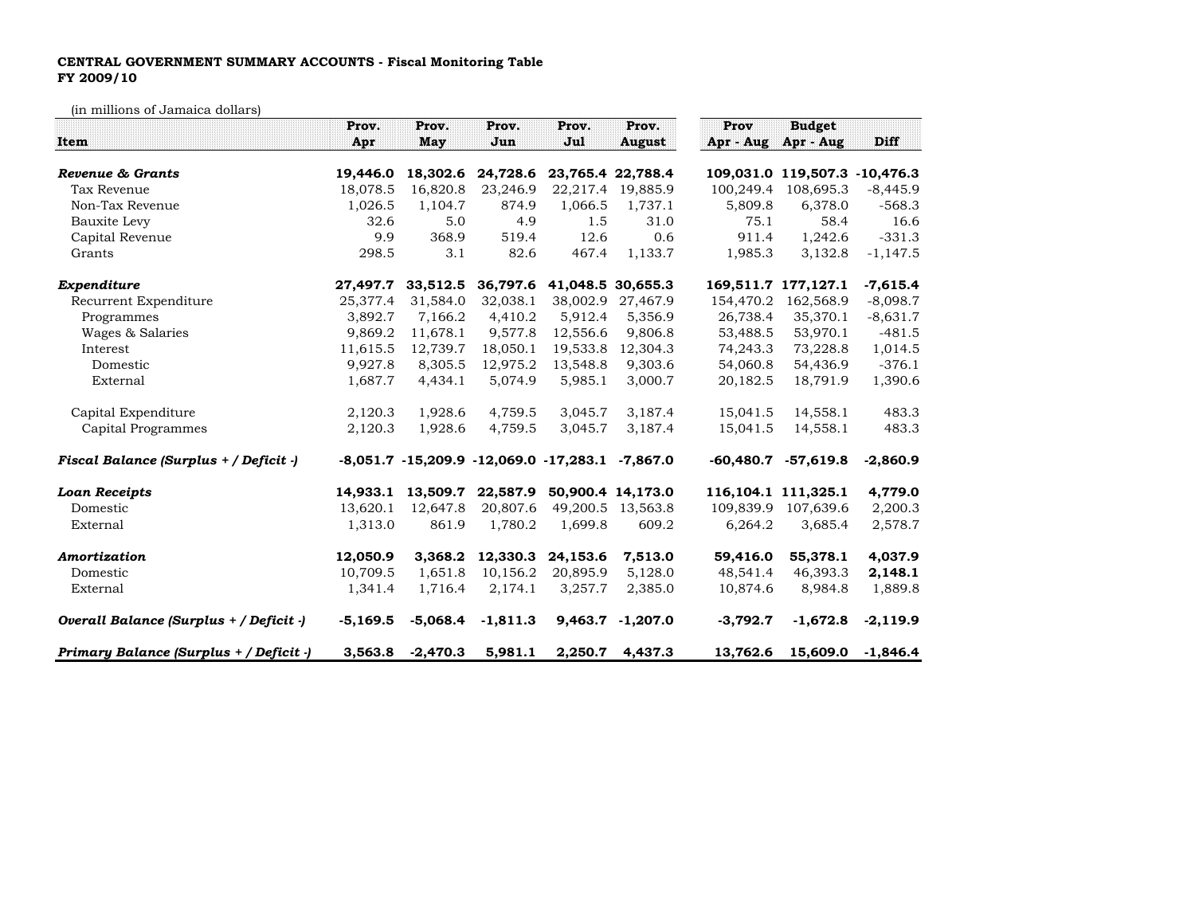**CENTRAL GOVERNMENT SUMMARY ACCOUNTS - Fiscal Monitoring Table**
**FY 2009/10**

(in millions of Jamaica dollars)

| Item | Prov. Apr | Prov. May | Prov. Jun | Prov. Jul | Prov. August | Prov Apr - Aug | Budget Apr - Aug | Diff |
|---|---|---|---|---|---|---|---|---|
| ***Revenue & Grants*** | **19,446.0** | **18,302.6** | **24,728.6** | **23,765.4** | **22,788.4** | **109,031.0** | **119,507.3** | **-10,476.3** |
| Tax Revenue | 18,078.5 | 16,820.8 | 23,246.9 | 22,217.4 | 19,885.9 | 100,249.4 | 108,695.3 | -8,445.9 |
| Non-Tax Revenue | 1,026.5 | 1,104.7 | 874.9 | 1,066.5 | 1,737.1 | 5,809.8 | 6,378.0 | -568.3 |
| Bauxite Levy | 32.6 | 5.0 | 4.9 | 1.5 | 31.0 | 75.1 | 58.4 | 16.6 |
| Capital Revenue | 9.9 | 368.9 | 519.4 | 12.6 | 0.6 | 911.4 | 1,242.6 | -331.3 |
| Grants | 298.5 | 3.1 | 82.6 | 467.4 | 1,133.7 | 1,985.3 | 3,132.8 | -1,147.5 |
| ***Expenditure*** | **27,497.7** | **33,512.5** | **36,797.6** | **41,048.5** | **30,655.3** | **169,511.7** | **177,127.1** | **-7,615.4** |
| Recurrent Expenditure | 25,377.4 | 31,584.0 | 32,038.1 | 38,002.9 | 27,467.9 | 154,470.2 | 162,568.9 | -8,098.7 |
| Programmes | 3,892.7 | 7,166.2 | 4,410.2 | 5,912.4 | 5,356.9 | 26,738.4 | 35,370.1 | -8,631.7 |
| Wages & Salaries | 9,869.2 | 11,678.1 | 9,577.8 | 12,556.6 | 9,806.8 | 53,488.5 | 53,970.1 | -481.5 |
| Interest | 11,615.5 | 12,739.7 | 18,050.1 | 19,533.8 | 12,304.3 | 74,243.3 | 73,228.8 | 1,014.5 |
| Domestic | 9,927.8 | 8,305.5 | 12,975.2 | 13,548.8 | 9,303.6 | 54,060.8 | 54,436.9 | -376.1 |
| External | 1,687.7 | 4,434.1 | 5,074.9 | 5,985.1 | 3,000.7 | 20,182.5 | 18,791.9 | 1,390.6 |
| Capital Expenditure | 2,120.3 | 1,928.6 | 4,759.5 | 3,045.7 | 3,187.4 | 15,041.5 | 14,558.1 | 483.3 |
| Capital Programmes | 2,120.3 | 1,928.6 | 4,759.5 | 3,045.7 | 3,187.4 | 15,041.5 | 14,558.1 | 483.3 |
| ***Fiscal Balance (Surplus + / Deficit -)*** | **-8,051.7** | **-15,209.9** | **-12,069.0** | **-17,283.1** | **-7,867.0** | **-60,480.7** | **-57,619.8** | **-2,860.9** |
| ***Loan Receipts*** | **14,933.1** | **13,509.7** | **22,587.9** | **50,900.4** | **14,173.0** | **116,104.1** | **111,325.1** | **4,779.0** |
| Domestic | 13,620.1 | 12,647.8 | 20,807.6 | 49,200.5 | 13,563.8 | 109,839.9 | 107,639.6 | 2,200.3 |
| External | 1,313.0 | 861.9 | 1,780.2 | 1,699.8 | 609.2 | 6,264.2 | 3,685.4 | 2,578.7 |
| ***Amortization*** | **12,050.9** | **3,368.2** | **12,330.3** | **24,153.6** | **7,513.0** | **59,416.0** | **55,378.1** | **4,037.9** |
| Domestic | 10,709.5 | 1,651.8 | 10,156.2 | 20,895.9 | 5,128.0 | 48,541.4 | 46,393.3 | **2,148.1** |
| External | 1,341.4 | 1,716.4 | 2,174.1 | 3,257.7 | 2,385.0 | 10,874.6 | 8,984.8 | 1,889.8 |
| ***Overall Balance (Surplus + / Deficit -)*** | **-5,169.5** | **-5,068.4** | **-1,811.3** | **9,463.7** | **-1,207.0** | **-3,792.7** | **-1,672.8** | **-2,119.9** |
| ***Primary Balance (Surplus + / Deficit -)*** | **3,563.8** | **-2,470.3** | **5,981.1** | **2,250.7** | **4,437.3** | **13,762.6** | **15,609.0** | **-1,846.4** |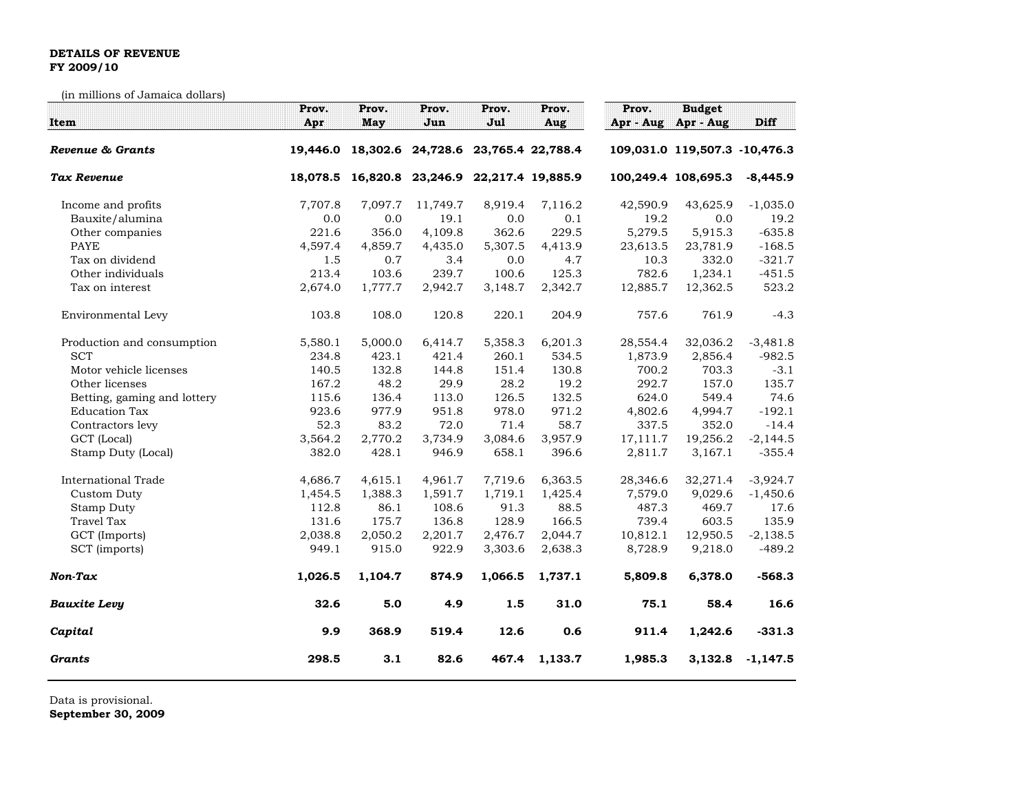**DETAILS OF REVENUE**
**FY 2009/10**

(in millions of Jamaica dollars)

| Item | Prov. Apr | Prov. May | Prov. Jun | Prov. Jul | Prov. Aug | Prov. Apr - Aug | Budget Apr - Aug | Diff |
|---|---|---|---|---|---|---|---|---|
| ***Revenue & Grants*** | **19,446.0** | **18,302.6** | **24,728.6** | **23,765.4** | **22,788.4** | **109,031.0** | **119,507.3** | **-10,476.3** |
| ***Tax Revenue*** | **18,078.5** | **16,820.8** | **23,246.9** | **22,217.4** | **19,885.9** | **100,249.4** | **108,695.3** | **-8,445.9** |
| Income and profits | 7,707.8 | 7,097.7 | 11,749.7 | 8,919.4 | 7,116.2 | 42,590.9 | 43,625.9 | -1,035.0 |
| Bauxite/alumina | 0.0 | 0.0 | 19.1 | 0.0 | 0.1 | 19.2 | 0.0 | 19.2 |
| Other companies | 221.6 | 356.0 | 4,109.8 | 362.6 | 229.5 | 5,279.5 | 5,915.3 | -635.8 |
| PAYE | 4,597.4 | 4,859.7 | 4,435.0 | 5,307.5 | 4,413.9 | 23,613.5 | 23,781.9 | -168.5 |
| Tax on dividend | 1.5 | 0.7 | 3.4 | 0.0 | 4.7 | 10.3 | 332.0 | -321.7 |
| Other individuals | 213.4 | 103.6 | 239.7 | 100.6 | 125.3 | 782.6 | 1,234.1 | -451.5 |
| Tax on interest | 2,674.0 | 1,777.7 | 2,942.7 | 3,148.7 | 2,342.7 | 12,885.7 | 12,362.5 | 523.2 |
| Environmental Levy | 103.8 | 108.0 | 120.8 | 220.1 | 204.9 | 757.6 | 761.9 | -4.3 |
| Production and consumption | 5,580.1 | 5,000.0 | 6,414.7 | 5,358.3 | 6,201.3 | 28,554.4 | 32,036.2 | -3,481.8 |
| SCT | 234.8 | 423.1 | 421.4 | 260.1 | 534.5 | 1,873.9 | 2,856.4 | -982.5 |
| Motor vehicle licenses | 140.5 | 132.8 | 144.8 | 151.4 | 130.8 | 700.2 | 703.3 | -3.1 |
| Other licenses | 167.2 | 48.2 | 29.9 | 28.2 | 19.2 | 292.7 | 157.0 | 135.7 |
| Betting, gaming and lottery | 115.6 | 136.4 | 113.0 | 126.5 | 132.5 | 624.0 | 549.4 | 74.6 |
| Education Tax | 923.6 | 977.9 | 951.8 | 978.0 | 971.2 | 4,802.6 | 4,994.7 | -192.1 |
| Contractors levy | 52.3 | 83.2 | 72.0 | 71.4 | 58.7 | 337.5 | 352.0 | -14.4 |
| GCT (Local) | 3,564.2 | 2,770.2 | 3,734.9 | 3,084.6 | 3,957.9 | 17,111.7 | 19,256.2 | -2,144.5 |
| Stamp Duty (Local) | 382.0 | 428.1 | 946.9 | 658.1 | 396.6 | 2,811.7 | 3,167.1 | -355.4 |
| International Trade | 4,686.7 | 4,615.1 | 4,961.7 | 7,719.6 | 6,363.5 | 28,346.6 | 32,271.4 | -3,924.7 |
| Custom Duty | 1,454.5 | 1,388.3 | 1,591.7 | 1,719.1 | 1,425.4 | 7,579.0 | 9,029.6 | -1,450.6 |
| Stamp Duty | 112.8 | 86.1 | 108.6 | 91.3 | 88.5 | 487.3 | 469.7 | 17.6 |
| Travel Tax | 131.6 | 175.7 | 136.8 | 128.9 | 166.5 | 739.4 | 603.5 | 135.9 |
| GCT (Imports) | 2,038.8 | 2,050.2 | 2,201.7 | 2,476.7 | 2,044.7 | 10,812.1 | 12,950.5 | -2,138.5 |
| SCT (imports) | 949.1 | 915.0 | 922.9 | 3,303.6 | 2,638.3 | 8,728.9 | 9,218.0 | -489.2 |
| ***Non-Tax*** | **1,026.5** | **1,104.7** | **874.9** | **1,066.5** | **1,737.1** | **5,809.8** | **6,378.0** | **-568.3** |
| ***Bauxite Levy*** | **32.6** | **5.0** | **4.9** | **1.5** | **31.0** | **75.1** | **58.4** | **16.6** |
| ***Capital*** | **9.9** | **368.9** | **519.4** | **12.6** | **0.6** | **911.4** | **1,242.6** | **-331.3** |
| ***Grants*** | **298.5** | **3.1** | **82.6** | **467.4** | **1,133.7** | **1,985.3** | **3,132.8** | **-1,147.5** |

Data is provisional.
**September 30, 2009**